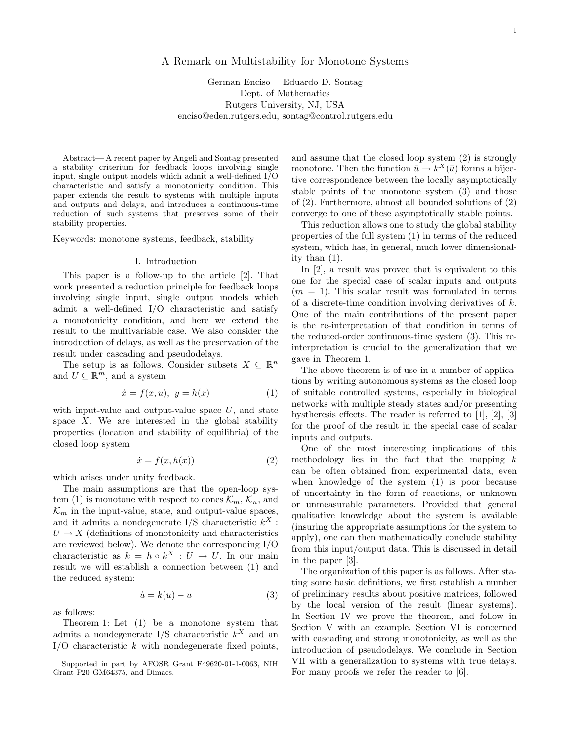# A Remark on Multistability for Monotone Systems

German Enciso  Eduardo D. Sontag
Dept. of Mathematics
Rutgers University, NJ, USA
enciso@eden.rutgers.edu, sontag@control.rutgers.edu

*Abstract*— A recent paper by Angeli and Sontag presented a stability criterium for feedback loops involving single input, single output models which admit a well-defined I/O characteristic and satisfy a monotonicity condition. This paper extends the result to systems with multiple inputs and outputs and delays, and introduces a continuous-time reduction of such systems that preserves some of their stability properties.

Keywords: monotone systems, feedback, stability

## I. Introduction

This paper is a follow-up to the article [2]. That work presented a reduction principle for feedback loops involving single input, single output models which admit a well-defined I/O characteristic and satisfy a monotonicity condition, and here we extend the result to the multivariable case. We also consider the introduction of delays, as well as the preservation of the result under cascading and pseudodelays.

The setup is as follows. Consider subsets $X \subseteq \mathbb{R}^n$ and $U \subseteq \mathbb{R}^m$, and a system

$$\dot{x} = f(x, u),\ y = h(x) \tag{1}$$

with input-value and output-value space $U$, and state space $X$. We are interested in the global stability properties (location and stability of equilibria) of the closed loop system

$$\dot{x} = f(x, h(x)) \tag{2}$$

which arises under unity feedback.

The main assumptions are that the open-loop system (1) is monotone with respect to cones $\mathcal{K}_m$, $\mathcal{K}_n$, and $\mathcal{K}_m$ in the input-value, state, and output-value spaces, and it admits a nondegenerate I/S characteristic $k^X : U \to X$ (definitions of monotonicity and characteristics are reviewed below). We denote the corresponding I/O characteristic as $k = h \circ k^X : U \to U$. In our main result we will establish a connection between (1) and the reduced system:

$$\dot{u} = k(u) - u \tag{3}$$

as follows:

Theorem 1: Let (1) be a monotone system that admits a nondegenerate I/S characteristic $k^X$ and an I/O characteristic $k$ with nondegenerate fixed points, and assume that the closed loop system (2) is strongly monotone. Then the function $\bar{u} \to k^X(\bar{u})$ forms a bijective correspondence between the locally asymptotically stable points of the monotone system (3) and those of (2). Furthermore, almost all bounded solutions of (2) converge to one of these asymptotically stable points.

This reduction allows one to study the global stability properties of the full system (1) in terms of the reduced system, which has, in general, much lower dimensionality than (1).

In [2], a result was proved that is equivalent to this one for the special case of scalar inputs and outputs ($m = 1$). This scalar result was formulated in terms of a discrete-time condition involving derivatives of $k$. One of the main contributions of the present paper is the re-interpretation of that condition in terms of the reduced-order continuous-time system (3). This re-interpretation is crucial to the generalization that we gave in Theorem 1.

The above theorem is of use in a number of applications by writing autonomous systems as the closed loop of suitable controlled systems, especially in biological networks with multiple steady states and/or presenting hystheresis effects. The reader is referred to [1], [2], [3] for the proof of the result in the special case of scalar inputs and outputs.

One of the most interesting implications of this methodology lies in the fact that the mapping $k$ can be often obtained from experimental data, even when knowledge of the system (1) is poor because of uncertainty in the form of reactions, or unknown or unmeasurable parameters. Provided that general qualitative knowledge about the system is available (insuring the appropriate assumptions for the system to apply), one can then mathematically conclude stability from this input/output data. This is discussed in detail in the paper [3].

The organization of this paper is as follows. After stating some basic definitions, we first establish a number of preliminary results about positive matrices, followed by the local version of the result (linear systems). In Section IV we prove the theorem, and follow in Section V with an example. Section VI is concerned with cascading and strong monotonicity, as well as the introduction of pseudodelays. We conclude in Section VII with a generalization to systems with true delays. For many proofs we refer the reader to [6].

Supported in part by AFOSR Grant F49620-01-1-0063, NIH Grant P20 GM64375, and Dimacs.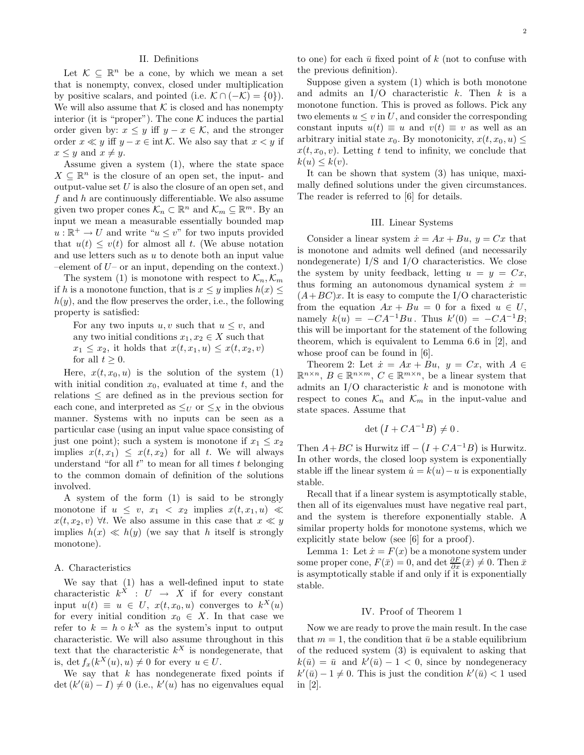## II. Definitions

Let $\mathcal{K} \subseteq \mathbb{R}^n$ be a cone, by which we mean a set that is nonempty, convex, closed under multiplication by positive scalars, and pointed (i.e. $\mathcal{K} \cap (-\mathcal{K}) = \{0\}$). We will also assume that $\mathcal{K}$ is closed and has nonempty interior (it is "proper"). The cone $\mathcal{K}$ induces the partial order given by: $x \leq y$ iff $y - x \in \mathcal{K}$, and the stronger order $x \ll y$ iff $y - x \in \operatorname{int} \mathcal{K}$. We also say that $x < y$ if $x \leq y$ and $x \neq y$.

Assume given a system (1), where the state space $X \subseteq \mathbb{R}^n$ is the closure of an open set, the input- and output-value set $U$ is also the closure of an open set, and $f$ and $h$ are continuously differentiable. We also assume given two proper cones $\mathcal{K}_n \subset \mathbb{R}^n$ and $\mathcal{K}_m \subseteq \mathbb{R}^m$. By an input we mean a measurable essentially bounded map $u : \mathbb{R}^+ \to U$ and write "$u \leq v$" for two inputs provided that $u(t) \leq v(t)$ for almost all $t$. (We abuse notation and use letters such as $u$ to denote both an input value –element of $U$– or an input, depending on the context.)

The system (1) is monotone with respect to $\mathcal{K}_n, \mathcal{K}_m$ if $h$ is a monotone function, that is $x \leq y$ implies $h(x) \leq h(y)$, and the flow preserves the order, i.e., the following property is satisfied:

> For any two inputs $u, v$ such that $u \leq v$, and any two initial conditions $x_1, x_2 \in X$ such that $x_1 \leq x_2$, it holds that $x(t, x_1, u) \leq x(t, x_2, v)$ for all $t \geq 0$.

Here, $x(t, x_0, u)$ is the solution of the system (1) with initial condition $x_0$, evaluated at time $t$, and the relations $\leq$ are defined as in the previous section for each cone, and interpreted as $\leq_U$ or $\leq_X$ in the obvious manner. Systems with no inputs can be seen as a particular case (using an input value space consisting of just one point); such a system is monotone if $x_1 \leq x_2$ implies $x(t, x_1) \leq x(t, x_2)$ for all $t$. We will always understand "for all $t$" to mean for all times $t$ belonging to the common domain of definition of the solutions involved.

A system of the form (1) is said to be strongly monotone if $u \leq v$, $x_1 < x_2$ implies $x(t, x_1, u) \ll x(t, x_2, v)$ $\forall t$. We also assume in this case that $x \ll y$ implies $h(x) \ll h(y)$ (we say that $h$ itself is strongly monotone).

### A. Characteristics

We say that (1) has a well-defined input to state characteristic $k^X : U \to X$ if for every constant input $u(t) \equiv u \in U$, $x(t, x_0, u)$ converges to $k^X(u)$ for every initial condition $x_0 \in X$. In that case we refer to $k = h \circ k^X$ as the system's input to output characteristic. We will also assume throughout in this text that the characteristic $k^X$ is nondegenerate, that is, $\det f_x(k^X(u), u) \neq 0$ for every $u \in U$.

We say that $k$ has nondegenerate fixed points if $\det (k'(\bar{u}) - I) \neq 0$ (i.e., $k'(u)$ has no eigenvalues equal to one) for each $\bar{u}$ fixed point of $k$ (not to confuse with the previous definition).

Suppose given a system (1) which is both monotone and admits an I/O characteristic $k$. Then $k$ is a monotone function. This is proved as follows. Pick any two elements $u \leq v$ in $U$, and consider the corresponding constant inputs $u(t) \equiv u$ and $v(t) \equiv v$ as well as an arbitrary initial state $x_0$. By monotonicity, $x(t, x_0, u) \leq x(t, x_0, v)$. Letting $t$ tend to infinity, we conclude that $k(u) \leq k(v)$.

It can be shown that system (3) has unique, maximally defined solutions under the given circumstances. The reader is referred to [6] for details.

## III. Linear Systems

Consider a linear system $\dot{x} = Ax + Bu$, $y = Cx$ that is monotone and admits well defined (and necessarily nondegenerate) I/S and I/O characteristics. We close the system by unity feedback, letting $u = y = Cx$, thus forming an autonomous dynamical system $\dot{x} = (A + BC)x$. It is easy to compute the I/O characteristic from the equation $Ax + Bu = 0$ for a fixed $u \in U$, namely $k(u) = -CA^{-1}Bu$. Thus $k'(0) = -CA^{-1}B$; this will be important for the statement of the following theorem, which is equivalent to Lemma 6.6 in [2], and whose proof can be found in [6].

*Theorem 2:* Let $\dot{x} = Ax + Bu$, $y = Cx$, with $A \in \mathbb{R}^{n \times n}$, $B \in \mathbb{R}^{n \times m}$, $C \in \mathbb{R}^{m \times n}$, be a linear system that admits an I/O characteristic $k$ and is monotone with respect to cones $\mathcal{K}_n$ and $\mathcal{K}_m$ in the input-value and state spaces. Assume that

$$\det \left( I + CA^{-1}B \right) \neq 0 \,.$$

Then $A + BC$ is Hurwitz iff $-\left( I + CA^{-1}B \right)$ is Hurwitz. In other words, the closed loop system is exponentially stable iff the linear system $\dot{u} = k(u) - u$ is exponentially stable.

Recall that if a linear system is asymptotically stable, then all of its eigenvalues must have negative real part, and the system is therefore exponentially stable. A similar property holds for monotone systems, which we explicitly state below (see [6] for a proof).

*Lemma 1:* Let $\dot{x} = F(x)$ be a monotone system under some proper cone, $F(\bar{x}) = 0$, and $\det \frac{\partial F}{\partial x}(\bar{x}) \neq 0$. Then $\bar{x}$ is asymptotically stable if and only if it is exponentially stable.

## IV. Proof of Theorem 1

Now we are ready to prove the main result. In the case that $m = 1$, the condition that $\bar{u}$ be a stable equilibrium of the reduced system (3) is equivalent to asking that $k(\bar{u}) = \bar{u}$ and $k'(\bar{u}) - 1 < 0$, since by nondegeneracy $k'(\bar{u}) - 1 \neq 0$. This is just the condition $k'(\bar{u}) < 1$ used in [2].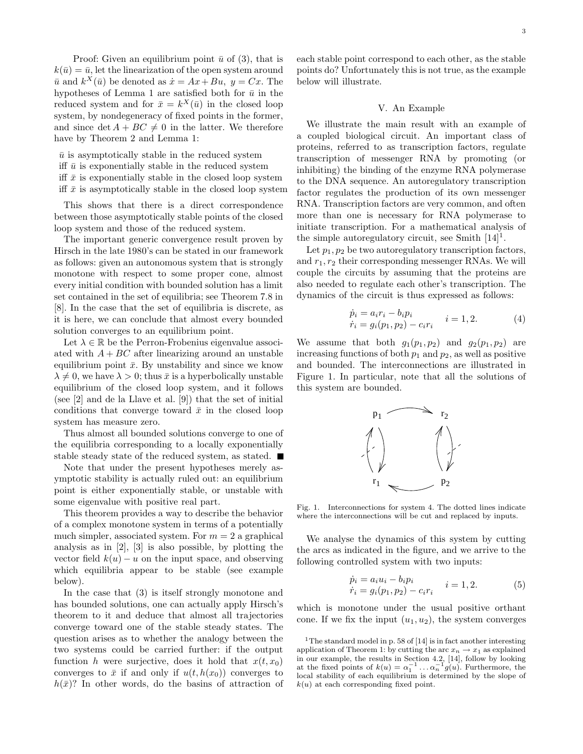Proof: Given an equilibrium point $\bar{u}$ of (3), that is $k(\bar{u}) = \bar{u}$, let the linearization of the open system around $\bar{u}$ and $k^X(\bar{u})$ be denoted as $\dot{x} = Ax + Bu,\ y = Cx$. The hypotheses of Lemma 1 are satisfied both for $\bar{u}$ in the reduced system and for $\bar{x} = k^X(\bar{u})$ in the closed loop system, by nondegeneracy of fixed points in the former, and since $\det A + BC \neq 0$ in the latter. We therefore have by Theorem 2 and Lemma 1:

$\bar{u}$ is asymptotically stable in the reduced system
iff $\bar{u}$ is exponentially stable in the reduced system
iff $\bar{x}$ is exponentially stable in the closed loop system
iff $\bar{x}$ is asymptotically stable in the closed loop system

This shows that there is a direct correspondence between those asymptotically stable points of the closed loop system and those of the reduced system.

The important generic convergence result proven by Hirsch in the late 1980's can be stated in our framework as follows: given an autonomous system that is strongly monotone with respect to some proper cone, almost every initial condition with bounded solution has a limit set contained in the set of equilibria; see Theorem 7.8 in [8]. In the case that the set of equilibria is discrete, as it is here, we can conclude that almost every bounded solution converges to an equilibrium point.

Let $\lambda \in \mathbb{R}$ be the Perron-Frobenius eigenvalue associated with $A + BC$ after linearizing around an unstable equilibrium point $\bar{x}$. By unstability and since we know $\lambda \neq 0$, we have $\lambda > 0$; thus $\bar{x}$ is a hyperbolically unstable equilibrium of the closed loop system, and it follows (see [2] and de la Llave et al. [9]) that the set of initial conditions that converge toward $\bar{x}$ in the closed loop system has measure zero.

Thus almost all bounded solutions converge to one of the equilibria corresponding to a locally exponentially stable steady state of the reduced system, as stated. ■

Note that under the present hypotheses merely asymptotic stability is actually ruled out: an equilibrium point is either exponentially stable, or unstable with some eigenvalue with positive real part.

This theorem provides a way to describe the behavior of a complex monotone system in terms of a potentially much simpler, associated system. For $m = 2$ a graphical analysis as in [2], [3] is also possible, by plotting the vector field $k(u) - u$ on the input space, and observing which equilibria appear to be stable (see example below).

In the case that (3) is itself strongly monotone and has bounded solutions, one can actually apply Hirsch's theorem to it and deduce that almost all trajectories converge toward one of the stable steady states. The question arises as to whether the analogy between the two systems could be carried further: if the output function $h$ were surjective, does it hold that $x(t, x_0)$ converges to $\bar{x}$ if and only if $u(t, h(x_0))$ converges to $h(\bar{x})$? In other words, do the basins of attraction of each stable point correspond to each other, as the stable points do? Unfortunately this is not true, as the example below will illustrate.

## V. An Example

We illustrate the main result with an example of a coupled biological circuit. An important class of proteins, referred to as transcription factors, regulate transcription of messenger RNA by promoting (or inhibiting) the binding of the enzyme RNA polymerase to the DNA sequence. An autoregulatory transcription factor regulates the production of its own messenger RNA. Transcription factors are very common, and often more than one is necessary for RNA polymerase to initiate transcription. For a mathematical analysis of the simple autoregulatory circuit, see Smith [14][1].

Let $p_1, p_2$ be two autoregulatory transcription factors, and $r_1, r_2$ their corresponding messenger RNAs. We will couple the circuits by assuming that the proteins are also needed to regulate each other's transcription. The dynamics of the circuit is thus expressed as follows:

$$\begin{aligned} \dot{p}_i &= a_i r_i - b_i p_i \\ \dot{r}_i &= g_i(p_1, p_2) - c_i r_i \end{aligned} \qquad i = 1, 2. \tag{4}$$

We assume that both $g_1(p_1, p_2)$ and $g_2(p_1, p_2)$ are increasing functions of both $p_1$ and $p_2$, as well as positive and bounded. The interconnections are illustrated in Figure 1. In particular, note that all the solutions of this system are bounded.

Fig. 1. Interconnections for system 4. The dotted lines indicate where the interconnections will be cut and replaced by inputs.

We analyse the dynamics of this system by cutting the arcs as indicated in the figure, and we arrive to the following controlled system with two inputs:

$$\begin{aligned} \dot{p}_i &= a_i u_i - b_i p_i \\ \dot{r}_i &= g_i(p_1, p_2) - c_i r_i \end{aligned} \qquad i = 1, 2. \tag{5}$$

which is monotone under the usual positive orthant cone. If we fix the input $(u_1, u_2)$, the system converges

[1] The standard model in p. 58 of [14] is in fact another interesting application of Theorem 1: by cutting the arc $x_n \to x_1$ as explained in our example, the results in Section 4.2, [14], follow by looking at the fixed points of $k(u) = \alpha_1^{-1} \ldots \alpha_n^{-1} g(u)$. Furthermore, the local stability of each equilibrium is determined by the slope of $k(u)$ at each corresponding fixed point.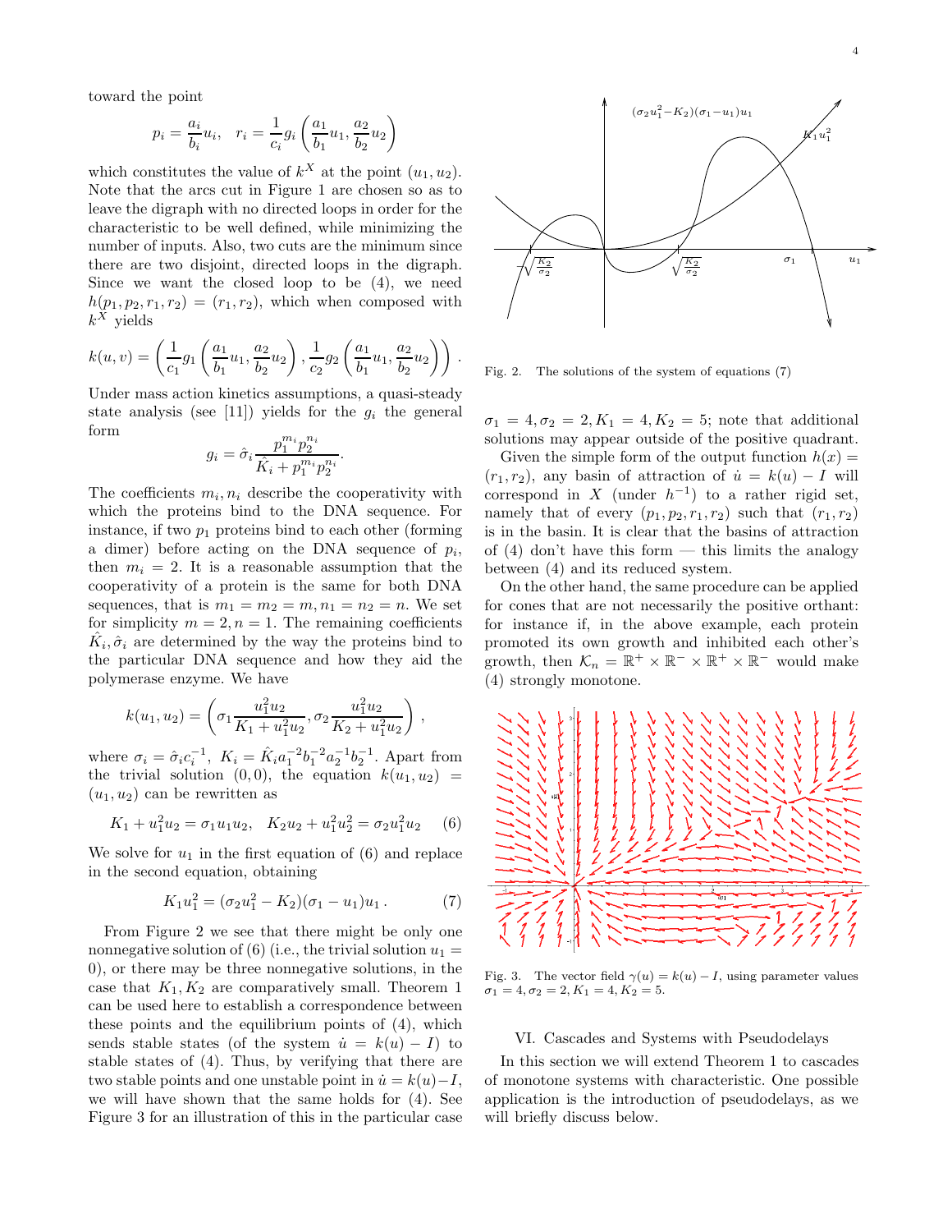toward the point

$$p_i = \frac{a_i}{b_i}u_i, \quad r_i = \frac{1}{c_i}g_i\left(\frac{a_1}{b_1}u_1, \frac{a_2}{b_2}u_2\right)$$

which constitutes the value of $k^X$ at the point $(u_1, u_2)$. Note that the arcs cut in Figure 1 are chosen so as to leave the digraph with no directed loops in order for the characteristic to be well defined, while minimizing the number of inputs. Also, two cuts are the minimum since there are two disjoint, directed loops in the digraph. Since we want the closed loop to be (4), we need $h(p_1, p_2, r_1, r_2) = (r_1, r_2)$, which when composed with $k^X$ yields

$$k(u,v) = \left(\frac{1}{c_1}g_1\left(\frac{a_1}{b_1}u_1, \frac{a_2}{b_2}u_2\right), \frac{1}{c_2}g_2\left(\frac{a_1}{b_1}u_1, \frac{a_2}{b_2}u_2\right)\right).$$

Under mass action kinetics assumptions, a quasi-steady state analysis (see [11]) yields for the $g_i$ the general form

$$g_i = \hat{\sigma}_i \frac{p_1^{m_i} p_2^{n_i}}{\hat{K}_i + p_1^{m_i} p_2^{n_i}}.$$

The coefficients $m_i, n_i$ describe the cooperativity with which the proteins bind to the DNA sequence. For instance, if two $p_1$ proteins bind to each other (forming a dimer) before acting on the DNA sequence of $p_i$, then $m_i = 2$. It is a reasonable assumption that the cooperativity of a protein is the same for both DNA sequences, that is $m_1 = m_2 = m, n_1 = n_2 = n$. We set for simplicity $m = 2, n = 1$. The remaining coefficients $\hat{K}_i, \hat{\sigma}_i$ are determined by the way the proteins bind to the particular DNA sequence and how they aid the polymerase enzyme. We have

$$k(u_1, u_2) = \left(\sigma_1 \frac{u_1^2 u_2}{K_1 + u_1^2 u_2}, \sigma_2 \frac{u_1^2 u_2}{K_2 + u_1^2 u_2}\right),$$

where $\sigma_i = \hat{\sigma}_i c_i^{-1}$, $K_i = \hat{K}_i a_1^{-2} b_1^{-2} a_2^{-1} b_2^{-1}$. Apart from the trivial solution $(0,0)$, the equation $k(u_1, u_2) = (u_1, u_2)$ can be rewritten as

$$K_1 + u_1^2 u_2 = \sigma_1 u_1 u_2, \quad K_2 u_2 + u_1^2 u_2^2 = \sigma_2 u_1^2 u_2 \qquad (6)$$

We solve for $u_1$ in the first equation of (6) and replace in the second equation, obtaining

$$K_1 u_1^2 = (\sigma_2 u_1^2 - K_2)(\sigma_1 - u_1)u_1\,. \qquad (7)$$

From Figure 2 we see that there might be only one nonnegative solution of (6) (i.e., the trivial solution $u_1 = 0$), or there may be three nonnegative solutions, in the case that $K_1, K_2$ are comparatively small. Theorem 1 can be used here to establish a correspondence between these points and the equilibrium points of (4), which sends stable states (of the system $\dot{u} = k(u) - I$) to stable states of (4). Thus, by verifying that there are two stable points and one unstable point in $\dot{u} = k(u) - I$, we will have shown that the same holds for (4). See Figure 3 for an illustration of this in the particular case $\sigma_1 = 4, \sigma_2 = 2, K_1 = 4, K_2 = 5$; note that additional solutions may appear outside of the positive quadrant.

Fig. 2. The solutions of the system of equations (7)

Given the simple form of the output function $h(x) = (r_1, r_2)$, any basin of attraction of $\dot{u} = k(u) - I$ will correspond in $X$ (under $h^{-1}$) to a rather rigid set, namely that of every $(p_1, p_2, r_1, r_2)$ such that $(r_1, r_2)$ is in the basin. It is clear that the basins of attraction of (4) don't have this form — this limits the analogy between (4) and its reduced system.

On the other hand, the same procedure can be applied for cones that are not necessarily the positive orthant: for instance if, in the above example, each protein promoted its own growth and inhibited each other's growth, then $\mathcal{K}_n = \mathbb{R}^+ \times \mathbb{R}^- \times \mathbb{R}^+ \times \mathbb{R}^-$ would make (4) strongly monotone.

Fig. 3. The vector field $\gamma(u) = k(u) - I$, using parameter values $\sigma_1 = 4, \sigma_2 = 2, K_1 = 4, K_2 = 5$.

## VI. Cascades and Systems with Pseudodelays

In this section we will extend Theorem 1 to cascades of monotone systems with characteristic. One possible application is the introduction of pseudodelays, as we will briefly discuss below.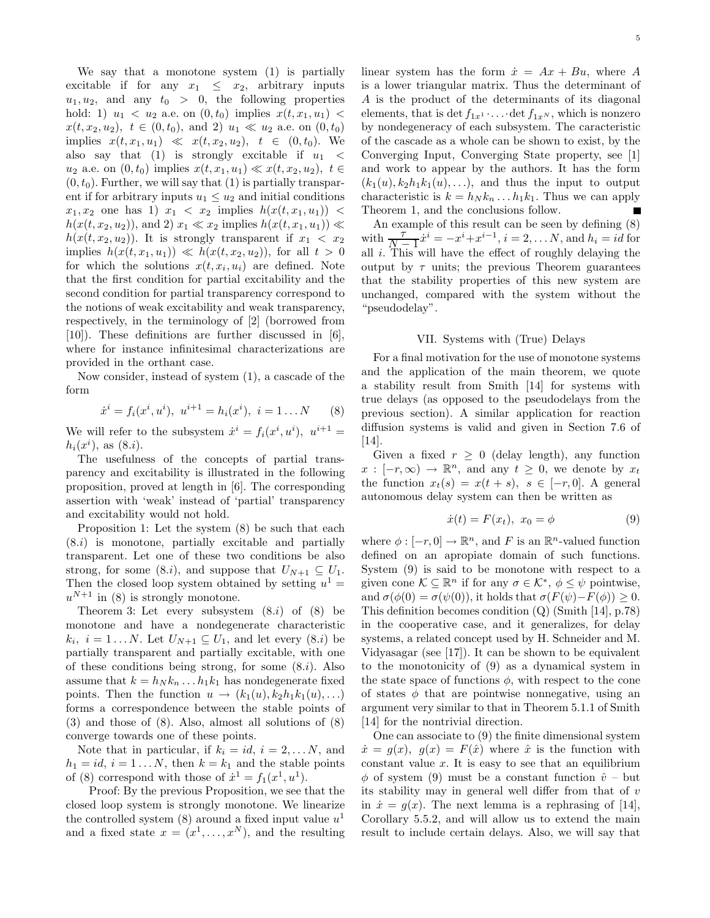We say that a monotone system (1) is partially excitable if for any $x_1 \leq x_2$, arbitrary inputs $u_1, u_2$, and any $t_0 > 0$, the following properties hold: 1) $u_1 < u_2$ a.e. on $(0, t_0)$ implies $x(t, x_1, u_1) < x(t, x_2, u_2)$, $t \in (0, t_0)$, and 2) $u_1 \ll u_2$ a.e. on $(0, t_0)$ implies $x(t, x_1, u_1) \ll x(t, x_2, u_2)$, $t \in (0, t_0)$. We also say that (1) is strongly excitable if $u_1 < u_2$ a.e. on $(0, t_0)$ implies $x(t, x_1, u_1) \ll x(t, x_2, u_2)$, $t \in (0, t_0)$. Further, we will say that (1) is partially transparent if for arbitrary inputs $u_1 \leq u_2$ and initial conditions $x_1, x_2$ one has 1) $x_1 < x_2$ implies $h(x(t, x_1, u_1)) < h(x(t, x_2, u_2))$, and 2) $x_1 \ll x_2$ implies $h(x(t, x_1, u_1)) \ll h(x(t, x_2, u_2))$. It is strongly transparent if $x_1 < x_2$ implies $h(x(t, x_1, u_1)) \ll h(x(t, x_2, u_2))$, for all $t > 0$ for which the solutions $x(t, x_i, u_i)$ are defined. Note that the first condition for partial excitability and the second condition for partial transparency correspond to the notions of weak excitability and weak transparency, respectively, in the terminology of [2] (borrowed from [10]). These definitions are further discussed in [6], where for instance infinitesimal characterizations are provided in the orthant case.

Now consider, instead of system (1), a cascade of the form

$$\dot{x}^i = f_i(x^i, u^i), \; u^{i+1} = h_i(x^i), \; i = 1 \ldots N \tag{8}$$

We will refer to the subsystem $\dot{x}^i = f_i(x^i, u^i)$, $u^{i+1} = h_i(x^i)$, as $(8.i)$.

The usefulness of the concepts of partial transparency and excitability is illustrated in the following proposition, proved at length in [6]. The corresponding assertion with 'weak' instead of 'partial' transparency and excitability would not hold.

Proposition 1: Let the system (8) be such that each $(8.i)$ is monotone, partially excitable and partially transparent. Let one of these two conditions be also strong, for some $(8.i)$, and suppose that $U_{N+1} \subseteq U_1$. Then the closed loop system obtained by setting $u^1 = u^{N+1}$ in (8) is strongly monotone.

Theorem 3: Let every subsystem $(8.i)$ of (8) be monotone and have a nondegenerate characteristic $k_i$, $i = 1 \ldots N$. Let $U_{N+1} \subseteq U_1$, and let every $(8.i)$ be partially transparent and partially excitable, with one of these conditions being strong, for some $(8.i)$. Also assume that $k = h_N k_n \ldots h_1 k_1$ has nondegenerate fixed points. Then the function $u \to (k_1(u), k_2 h_1 k_1(u), \ldots)$ forms a correspondence between the stable points of (3) and those of (8). Also, almost all solutions of (8) converge towards one of these points.

Note that in particular, if $k_i = id$, $i = 2, \ldots N$, and $h_i = id$, $i = 1 \ldots N$, then $k = k_1$ and the stable points of (8) correspond with those of $\dot{x}^1 = f_1(x^1, u^1)$.

Proof: By the previous Proposition, we see that the closed loop system is strongly monotone. We linearize the controlled system (8) around a fixed input value $u^1$ and a fixed state $x = (x^1, \ldots, x^N)$, and the resulting linear system has the form $\dot{x} = Ax + Bu$, where $A$ is a lower triangular matrix. Thus the determinant of $A$ is the product of the determinants of its diagonal elements, that is $\det f_{1x^1} \cdot \ldots \cdot \det f_{1x^N}$, which is nonzero by nondegeneracy of each subsystem. The caracteristic of the cascade as a whole can be shown to exist, by the Converging Input, Converging State property, see [1] and work to appear by the authors. It has the form $(k_1(u), k_2 h_1 k_1(u), \ldots)$, and thus the input to output characteristic is $k = h_N k_n \ldots h_1 k_1$. Thus we can apply Theorem 1, and the conclusions follow. ∎

An example of this result can be seen by defining (8) with $\frac{\tau}{N-1}\dot{x}^i = -x^i + x^{i-1}$, $i = 2, \ldots N$, and $h_i = id$ for all $i$. This will have the effect of roughly delaying the output by $\tau$ units; the previous Theorem guarantees that the stability properties of this new system are unchanged, compared with the system without the "pseudodelay".

## VII. Systems with (True) Delays

For a final motivation for the use of monotone systems and the application of the main theorem, we quote a stability result from Smith [14] for systems with true delays (as opposed to the pseudodelays from the previous section). A similar application for reaction diffusion systems is valid and given in Section 7.6 of [14].

Given a fixed $r \geq 0$ (delay length), any function $x : [-r, \infty) \to \mathbb{R}^n$, and any $t \geq 0$, we denote by $x_t$ the function $x_t(s) = x(t + s)$, $s \in [-r, 0]$. A general autonomous delay system can then be written as

$$\dot{x}(t) = F(x_t), \; x_0 = \phi \tag{9}$$

where $\phi : [-r, 0] \to \mathbb{R}^n$, and $F$ is an $\mathbb{R}^n$-valued function defined on an apropiate domain of such functions. System (9) is said to be monotone with respect to a given cone $\mathcal{K} \subseteq \mathbb{R}^n$ if for any $\sigma \in \mathcal{K}^*$, $\phi \leq \psi$ pointwise, and $\sigma(\phi(0) = \sigma(\psi(0))$, it holds that $\sigma(F(\psi) - F(\phi)) \geq 0$. This definition becomes condition (Q) (Smith [14], p.78) in the cooperative case, and it generalizes, for delay systems, a related concept used by H. Schneider and M. Vidyasagar (see [17]). It can be shown to be equivalent to the monotonicity of (9) as a dynamical system in the state space of functions $\phi$, with respect to the cone of states $\phi$ that are pointwise nonnegative, using an argument very similar to that in Theorem 5.1.1 of Smith [14] for the nontrivial direction.

One can associate to (9) the finite dimensional system $\dot{x} = g(x)$, $g(x) = F(\hat{x})$ where $\hat{x}$ is the function with constant value $x$. It is easy to see that an equilibrium $\phi$ of system (9) must be a constant function $\hat{v}$ – but its stability may in general well differ from that of $v$ in $\dot{x} = g(x)$. The next lemma is a rephrasing of [14], Corollary 5.5.2, and will allow us to extend the main result to include certain delays. Also, we will say that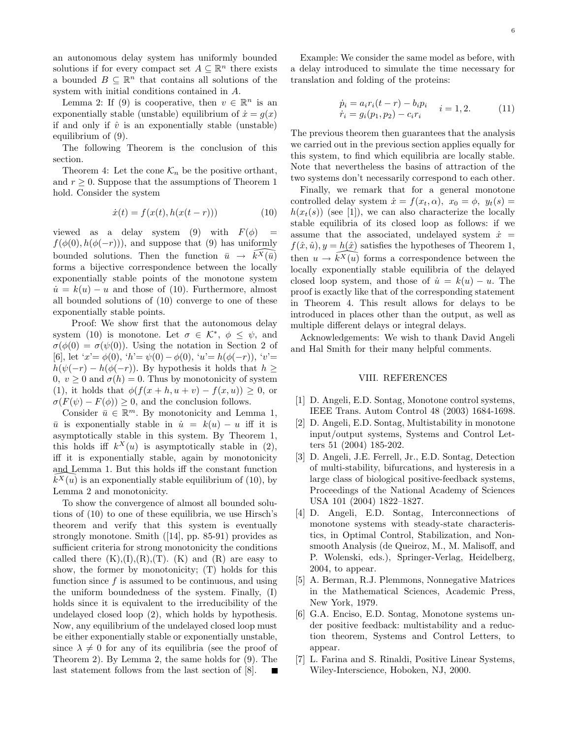an autonomous delay system has uniformly bounded solutions if for every compact set $A \subseteq \mathbb{R}^n$ there exists a bounded $B \subseteq \mathbb{R}^n$ that contains all solutions of the system with initial conditions contained in $A$.

Lemma 2: If (9) is cooperative, then $v \in \mathbb{R}^n$ is an exponentially stable (unstable) equilibrium of $\dot{x} = g(x)$ if and only if $\hat{v}$ is an exponentially stable (unstable) equilibrium of (9).

The following Theorem is the conclusion of this section.

Theorem 4: Let the cone $\mathcal{K}_n$ be the positive orthant, and $r \geq 0$. Suppose that the assumptions of Theorem 1 hold. Consider the system

$$\dot{x}(t) = f(x(t), h(x(t - r))) \tag{10}$$

viewed as a delay system (9) with $F(\phi) = f(\phi(0), h(\phi(-r)))$, and suppose that (9) has uniformly bounded solutions. Then the function $\bar{u} \to \widehat{k^X(\bar{u})}$ forms a bijective correspondence between the locally exponentially stable points of the monotone system $\dot{u} = k(u) - u$ and those of (10). Furthermore, almost all bounded solutions of (10) converge to one of these exponentially stable points.

Proof: We show first that the autonomous delay system (10) is monotone. Let $\sigma \in \mathcal{K}^*$, $\phi \leq \psi$, and $\sigma(\phi(0) = \sigma(\psi(0))$. Using the notation in Section 2 of [6], let '$x$'$= \phi(0)$, '$h$'$= \psi(0) - \phi(0)$, '$u$'$= h(\phi(-r))$, '$v$'$= h(\psi(-r) - h(\phi(-r))$. By hypothesis it holds that $h \geq 0$, $v \geq 0$ and $\sigma(h) = 0$. Thus by monotonicity of system (1), it holds that $\phi(f(x + h, u + v) - f(x, u)) \geq 0$, or $\sigma(F(\psi) - F(\phi)) \geq 0$, and the conclusion follows.

Consider $\bar{u} \in \mathbb{R}^m$. By monotonicity and Lemma 1, $\bar{u}$ is exponentially stable in $\dot{u} = k(u) - u$ iff it is asymptotically stable in this system. By Theorem 1, this holds iff $k^X(u)$ is asymptotically stable in (2), iff it is exponentially stable, again by monotonicity and Lemma 1. But this holds iff the constant function $\widehat{k^X(u)}$ is an exponentially stable equilibrium of (10), by Lemma 2 and monotonicity.

To show the convergence of almost all bounded solutions of (10) to one of these equilibria, we use Hirsch's theorem and verify that this system is eventually strongly monotone. Smith ([14], pp. 85-91) provides as sufficient criteria for strong monotonicity the conditions called there (K),(I),(R),(T). (K) and (R) are easy to show, the former by monotonicity; (T) holds for this function since $f$ is assumed to be continuous, and using the uniform boundedness of the system. Finally, (I) holds since it is equivalent to the irreducibility of the undelayed closed loop (2), which holds by hypothesis. Now, any equilibrium of the undelayed closed loop must be either exponentially stable or exponentially unstable, since $\lambda \neq 0$ for any of its equilibria (see the proof of Theorem 2). By Lemma 2, the same holds for (9). The last statement follows from the last section of [8]. ■

Example: We consider the same model as before, with a delay introduced to simulate the time necessary for translation and folding of the proteins:

$$\begin{array}{l} \dot{p}_i = a_i r_i(t - r) - b_i p_i \\ \dot{r}_i = g_i(p_1, p_2) - c_i r_i \end{array} \quad i = 1, 2. \tag{11}$$

The previous theorem then guarantees that the analysis we carried out in the previous section applies equally for this system, to find which equilibria are locally stable. Note that nevertheless the basins of attraction of the two systems don't necessarily correspond to each other.

Finally, we remark that for a general monotone controlled delay system $\dot{x} = f(x_t, \alpha)$, $x_0 = \phi$, $y_t(s) = h(x_t(s))$ (see [1]), we can also characterize the locally stable equilibria of its closed loop as follows: if we assume that the associated, undelayed system $\dot{x} = f(\hat{x}, \hat{u}), y = \widehat{h(\hat{x})}$ satisfies the hypotheses of Theorem 1, then $u \to \widehat{k^X(u)}$ forms a correspondence between the locally exponentially stable equilibria of the delayed closed loop system, and those of $\dot{u} = k(u) - u$. The proof is exactly like that of the corresponding statement in Theorem 4. This result allows for delays to be introduced in places other than the output, as well as multiple different delays or integral delays.

Acknowledgements: We wish to thank David Angeli and Hal Smith for their many helpful comments.

## VIII. REFERENCES

[1] D. Angeli, E.D. Sontag, Monotone control systems, IEEE Trans. Autom Control 48 (2003) 1684-1698.

[2] D. Angeli, E.D. Sontag, Multistability in monotone input/output systems, Systems and Control Letters 51 (2004) 185-202.

[3] D. Angeli, J.E. Ferrell, Jr., E.D. Sontag, Detection of multi-stability, bifurcations, and hysteresis in a large class of biological positive-feedback systems, Proceedings of the National Academy of Sciences USA 101 (2004) 1822–1827.

[4] D. Angeli, E.D. Sontag, Interconnections of monotone systems with steady-state characteristics, in Optimal Control, Stabilization, and Nonsmooth Analysis (de Queiroz, M., M. Malisoff, and P. Wolenski, eds.), Springer-Verlag, Heidelberg, 2004, to appear.

[5] A. Berman, R.J. Plemmons, Nonnegative Matrices in the Mathematical Sciences, Academic Press, New York, 1979.

[6] G.A. Enciso, E.D. Sontag, Monotone systems under positive feedback: multistability and a reduction theorem, Systems and Control Letters, to appear.

[7] L. Farina and S. Rinaldi, Positive Linear Systems, Wiley-Interscience, Hoboken, NJ, 2000.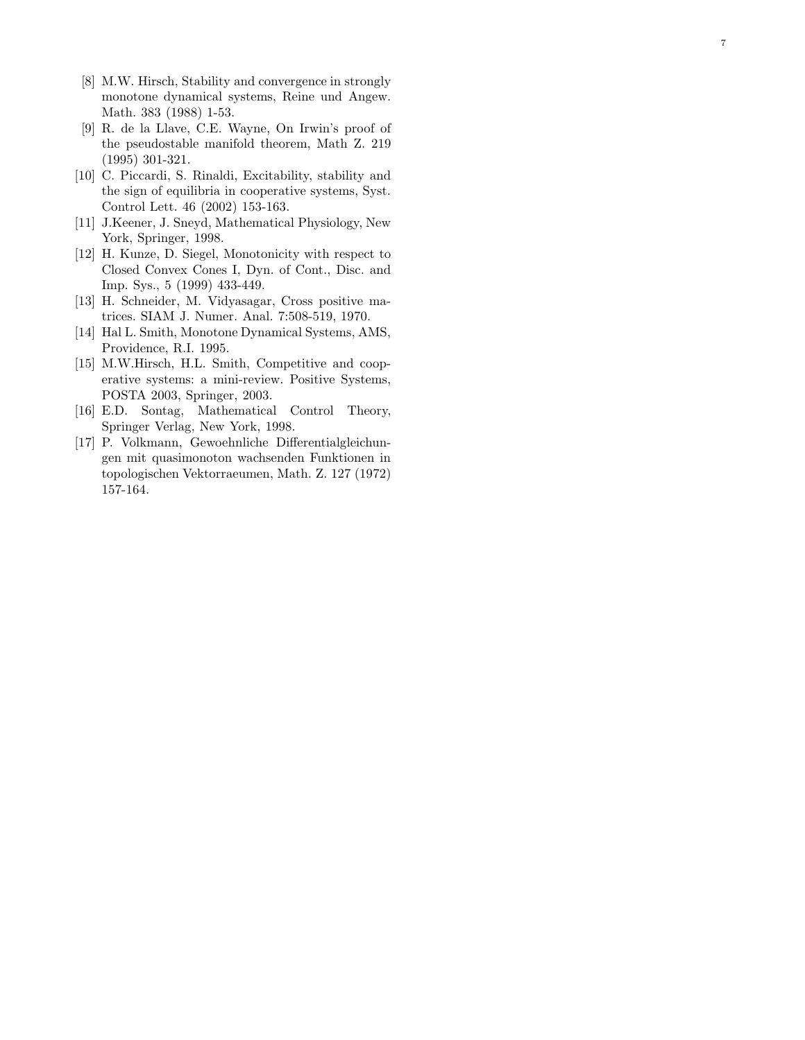[8] M.W. Hirsch, Stability and convergence in strongly monotone dynamical systems, Reine und Angew. Math. 383 (1988) 1-53.

[9] R. de la Llave, C.E. Wayne, On Irwin's proof of the pseudostable manifold theorem, Math Z. 219 (1995) 301-321.

[10] C. Piccardi, S. Rinaldi, Excitability, stability and the sign of equilibria in cooperative systems, Syst. Control Lett. 46 (2002) 153-163.

[11] J.Keener, J. Sneyd, Mathematical Physiology, New York, Springer, 1998.

[12] H. Kunze, D. Siegel, Monotonicity with respect to Closed Convex Cones I, Dyn. of Cont., Disc. and Imp. Sys., 5 (1999) 433-449.

[13] H. Schneider, M. Vidyasagar, Cross positive matrices. SIAM J. Numer. Anal. 7:508-519, 1970.

[14] Hal L. Smith, Monotone Dynamical Systems, AMS, Providence, R.I. 1995.

[15] M.W.Hirsch, H.L. Smith, Competitive and cooperative systems: a mini-review. Positive Systems, POSTA 2003, Springer, 2003.

[16] E.D. Sontag, Mathematical Control Theory, Springer Verlag, New York, 1998.

[17] P. Volkmann, Gewoehnliche Differentialgleichungen mit quasimonoton wachsenden Funktionen in topologischen Vektorraeumen, Math. Z. 127 (1972) 157-164.